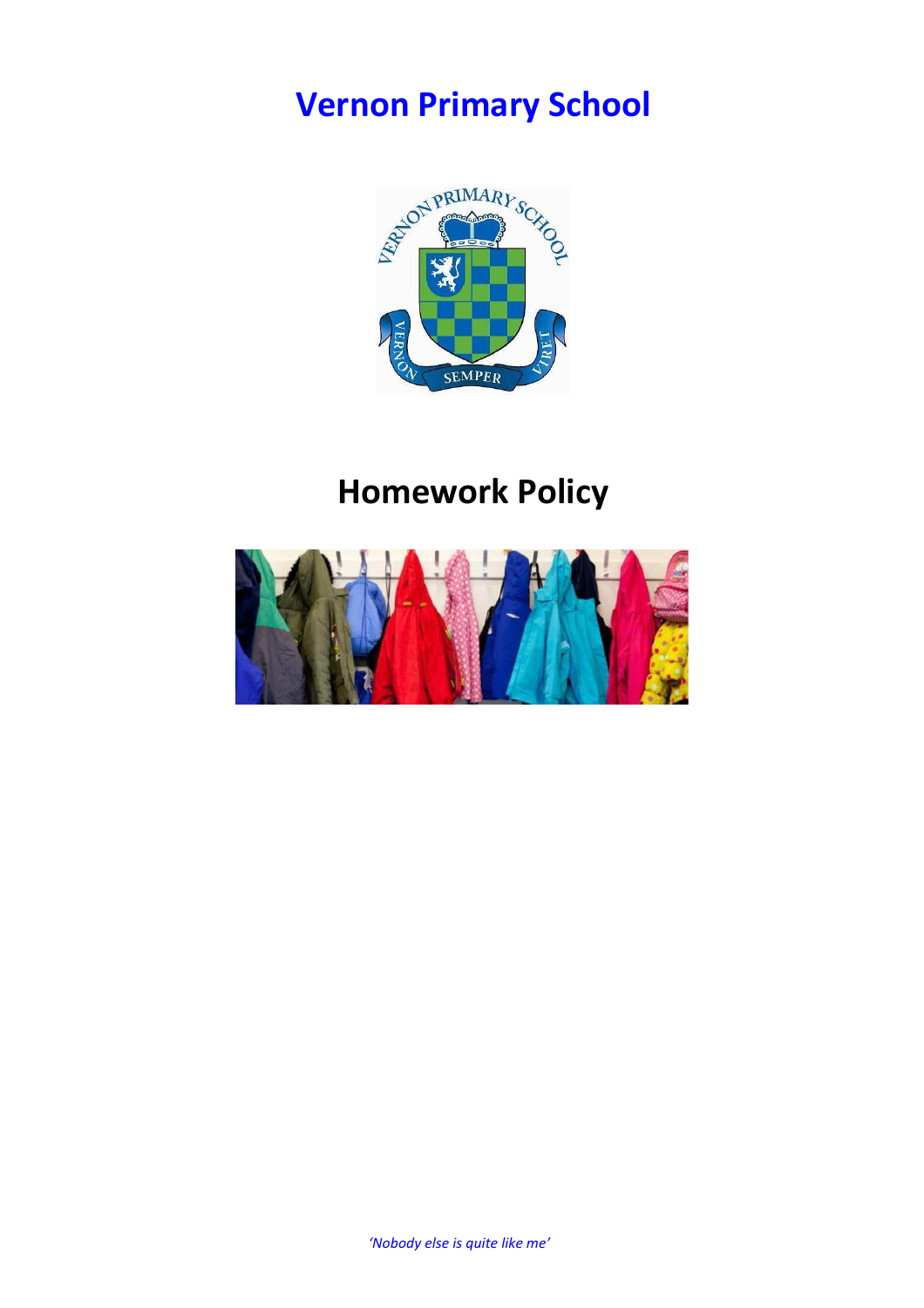# Vernon Primary School

# Homework Policy

*'Nobody else is quite like me'*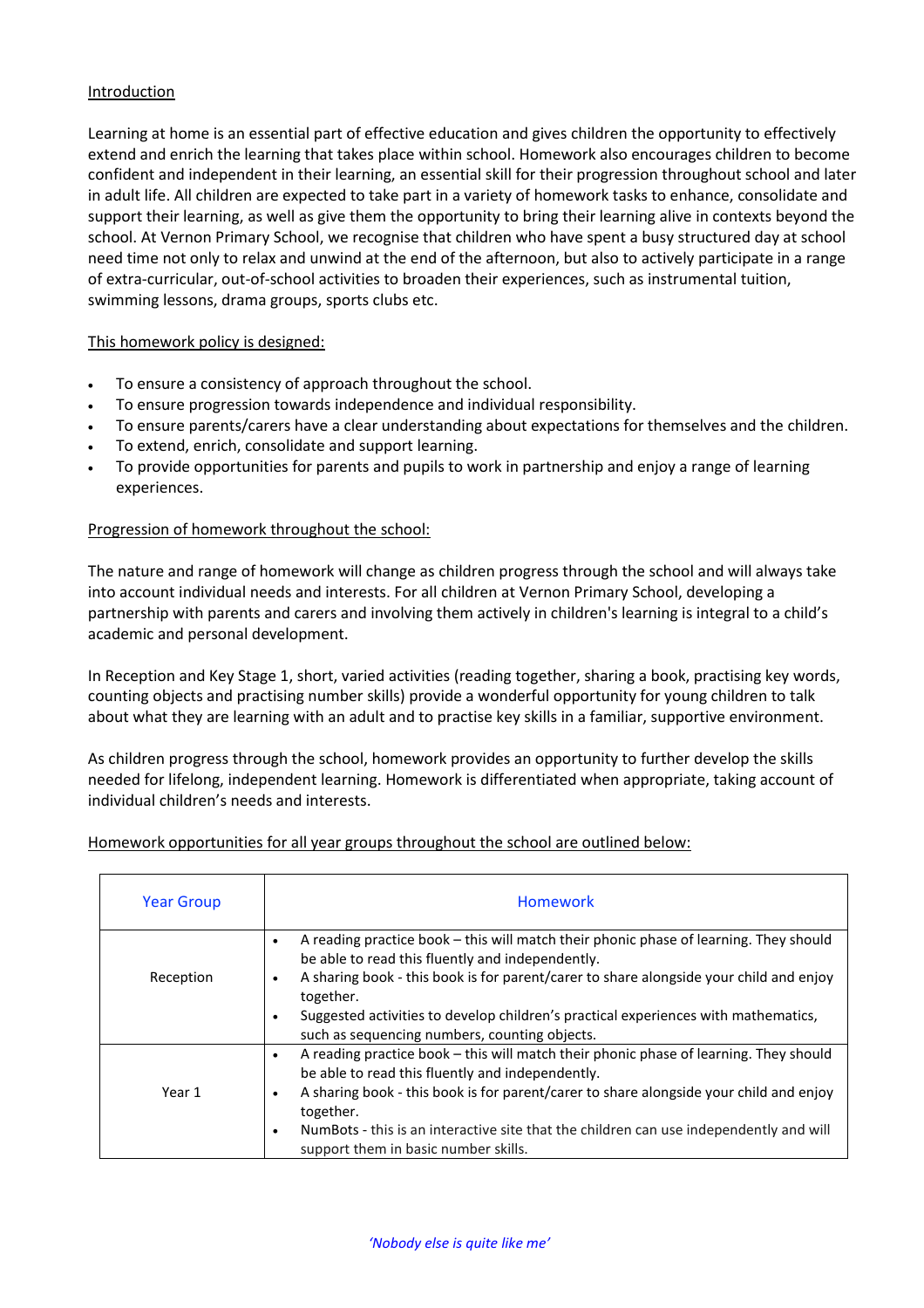## Introduction

Learning at home is an essential part of effective education and gives children the opportunity to effectively extend and enrich the learning that takes place within school. Homework also encourages children to become confident and independent in their learning, an essential skill for their progression throughout school and later in adult life. All children are expected to take part in a variety of homework tasks to enhance, consolidate and support their learning, as well as give them the opportunity to bring their learning alive in contexts beyond the school. At Vernon Primary School, we recognise that children who have spent a busy structured day at school need time not only to relax and unwind at the end of the afternoon, but also to actively participate in a range of extra-curricular, out-of-school activities to broaden their experiences, such as instrumental tuition, swimming lessons, drama groups, sports clubs etc.

## This homework policy is designed:

- To ensure a consistency of approach throughout the school.
- To ensure progression towards independence and individual responsibility.
- To ensure parents/carers have a clear understanding about expectations for themselves and the children.
- To extend, enrich, consolidate and support learning.
- To provide opportunities for parents and pupils to work in partnership and enjoy a range of learning experiences.

## Progression of homework throughout the school:

The nature and range of homework will change as children progress through the school and will always take into account individual needs and interests. For all children at Vernon Primary School, developing a partnership with parents and carers and involving them actively in children's learning is integral to a child's academic and personal development.

In Reception and Key Stage 1, short, varied activities (reading together, sharing a book, practising key words, counting objects and practising number skills) provide a wonderful opportunity for young children to talk about what they are learning with an adult and to practise key skills in a familiar, supportive environment.

As children progress through the school, homework provides an opportunity to further develop the skills needed for lifelong, independent learning. Homework is differentiated when appropriate, taking account of individual children's needs and interests.

## Homework opportunities for all year groups throughout the school are outlined below:

| Year Group | Homework |
|---|---|
| Reception | • A reading practice book – this will match their phonic phase of learning. They should be able to read this fluently and independently.<br>• A sharing book - this book is for parent/carer to share alongside your child and enjoy together.<br>• Suggested activities to develop children's practical experiences with mathematics, such as sequencing numbers, counting objects. |
| Year 1 | • A reading practice book – this will match their phonic phase of learning. They should be able to read this fluently and independently.<br>• A sharing book - this book is for parent/carer to share alongside your child and enjoy together.<br>• NumBots - this is an interactive site that the children can use independently and will support them in basic number skills. |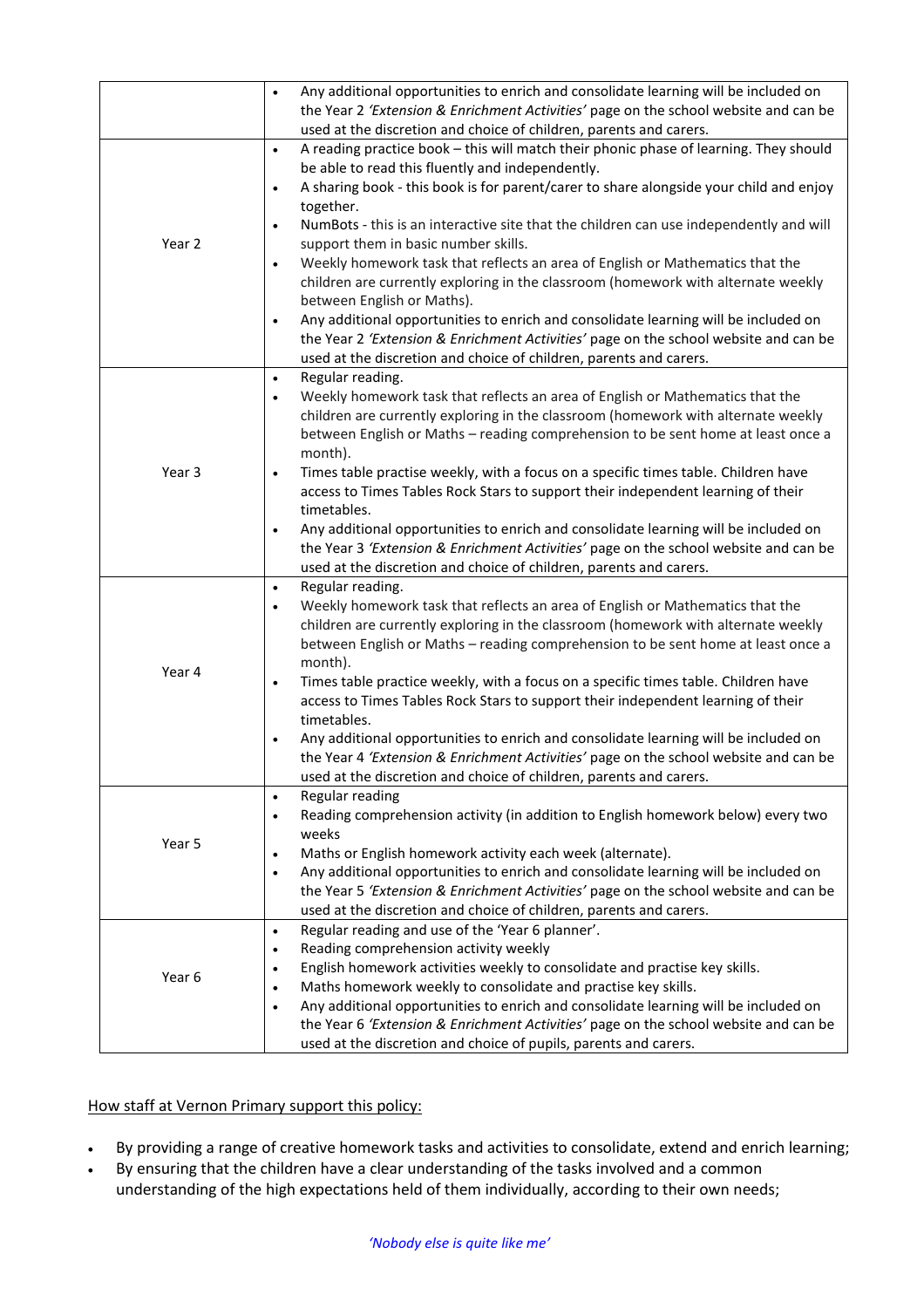| | |
|---|---|
| | • Any additional opportunities to enrich and consolidate learning will be included on the Year 2 *'Extension & Enrichment Activities'* page on the school website and can be used at the discretion and choice of children, parents and carers. |
| Year 2 | • A reading practice book – this will match their phonic phase of learning. They should be able to read this fluently and independently.<br>• A sharing book - this book is for parent/carer to share alongside your child and enjoy together.<br>• NumBots - this is an interactive site that the children can use independently and will support them in basic number skills.<br>• Weekly homework task that reflects an area of English or Mathematics that the children are currently exploring in the classroom (homework with alternate weekly between English or Maths).<br>• Any additional opportunities to enrich and consolidate learning will be included on the Year 2 *'Extension & Enrichment Activities'* page on the school website and can be used at the discretion and choice of children, parents and carers. |
| Year 3 | • Regular reading.<br>• Weekly homework task that reflects an area of English or Mathematics that the children are currently exploring in the classroom (homework with alternate weekly between English or Maths – reading comprehension to be sent home at least once a month).<br>• Times table practise weekly, with a focus on a specific times table. Children have access to Times Tables Rock Stars to support their independent learning of their timetables.<br>• Any additional opportunities to enrich and consolidate learning will be included on the Year 3 *'Extension & Enrichment Activities'* page on the school website and can be used at the discretion and choice of children, parents and carers. |
| Year 4 | • Regular reading.<br>• Weekly homework task that reflects an area of English or Mathematics that the children are currently exploring in the classroom (homework with alternate weekly between English or Maths – reading comprehension to be sent home at least once a month).<br>• Times table practice weekly, with a focus on a specific times table. Children have access to Times Tables Rock Stars to support their independent learning of their timetables.<br>• Any additional opportunities to enrich and consolidate learning will be included on the Year 4 *'Extension & Enrichment Activities'* page on the school website and can be used at the discretion and choice of children, parents and carers. |
| Year 5 | • Regular reading<br>• Reading comprehension activity (in addition to English homework below) every two weeks<br>• Maths or English homework activity each week (alternate).<br>• Any additional opportunities to enrich and consolidate learning will be included on the Year 5 *'Extension & Enrichment Activities'* page on the school website and can be used at the discretion and choice of children, parents and carers. |
| Year 6 | • Regular reading and use of the 'Year 6 planner'.<br>• Reading comprehension activity weekly<br>• English homework activities weekly to consolidate and practise key skills.<br>• Maths homework weekly to consolidate and practise key skills.<br>• Any additional opportunities to enrich and consolidate learning will be included on the Year 6 *'Extension & Enrichment Activities'* page on the school website and can be used at the discretion and choice of pupils, parents and carers. |

<u>How staff at Vernon Primary support this policy:</u>

- By providing a range of creative homework tasks and activities to consolidate, extend and enrich learning;
- By ensuring that the children have a clear understanding of the tasks involved and a common understanding of the high expectations held of them individually, according to their own needs;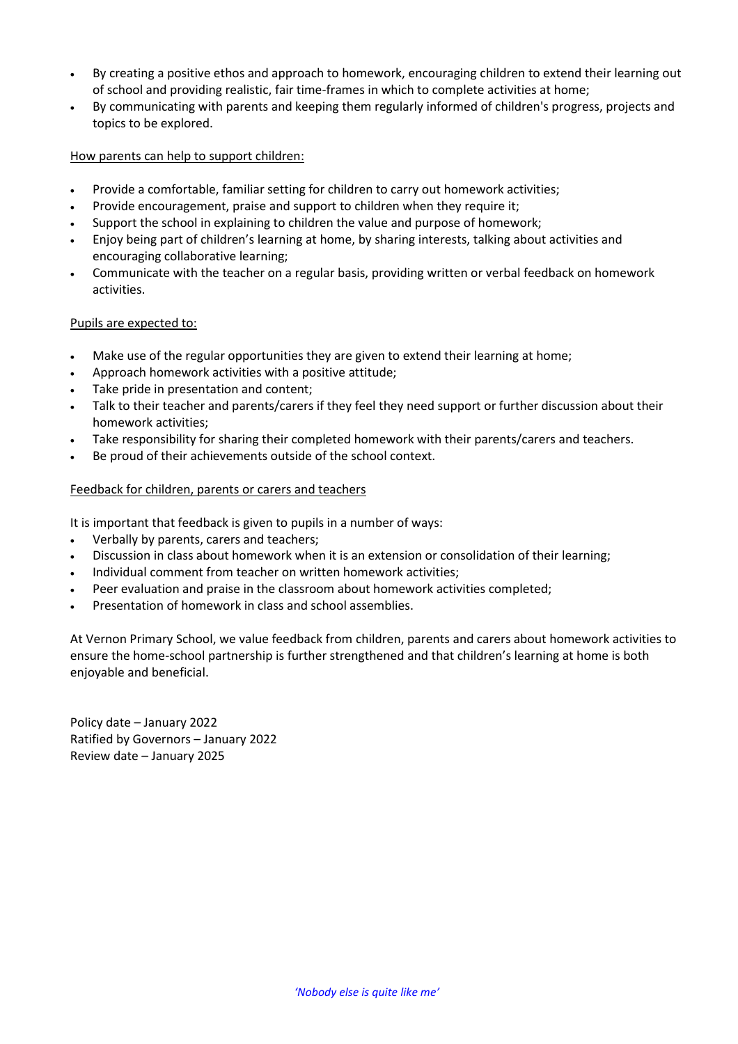- By creating a positive ethos and approach to homework, encouraging children to extend their learning out of school and providing realistic, fair time-frames in which to complete activities at home;
- By communicating with parents and keeping them regularly informed of children's progress, projects and topics to be explored.

<u>How parents can help to support children:</u>

- Provide a comfortable, familiar setting for children to carry out homework activities;
- Provide encouragement, praise and support to children when they require it;
- Support the school in explaining to children the value and purpose of homework;
- Enjoy being part of children's learning at home, by sharing interests, talking about activities and encouraging collaborative learning;
- Communicate with the teacher on a regular basis, providing written or verbal feedback on homework activities.

<u>Pupils are expected to:</u>

- Make use of the regular opportunities they are given to extend their learning at home;
- Approach homework activities with a positive attitude;
- Take pride in presentation and content;
- Talk to their teacher and parents/carers if they feel they need support or further discussion about their homework activities;
- Take responsibility for sharing their completed homework with their parents/carers and teachers.
- Be proud of their achievements outside of the school context.

<u>Feedback for children, parents or carers and teachers</u>

It is important that feedback is given to pupils in a number of ways:

- Verbally by parents, carers and teachers;
- Discussion in class about homework when it is an extension or consolidation of their learning;
- Individual comment from teacher on written homework activities;
- Peer evaluation and praise in the classroom about homework activities completed;
- Presentation of homework in class and school assemblies.

At Vernon Primary School, we value feedback from children, parents and carers about homework activities to ensure the home-school partnership is further strengthened and that children's learning at home is both enjoyable and beneficial.

Policy date – January 2022
Ratified by Governors – January 2022
Review date – January 2025